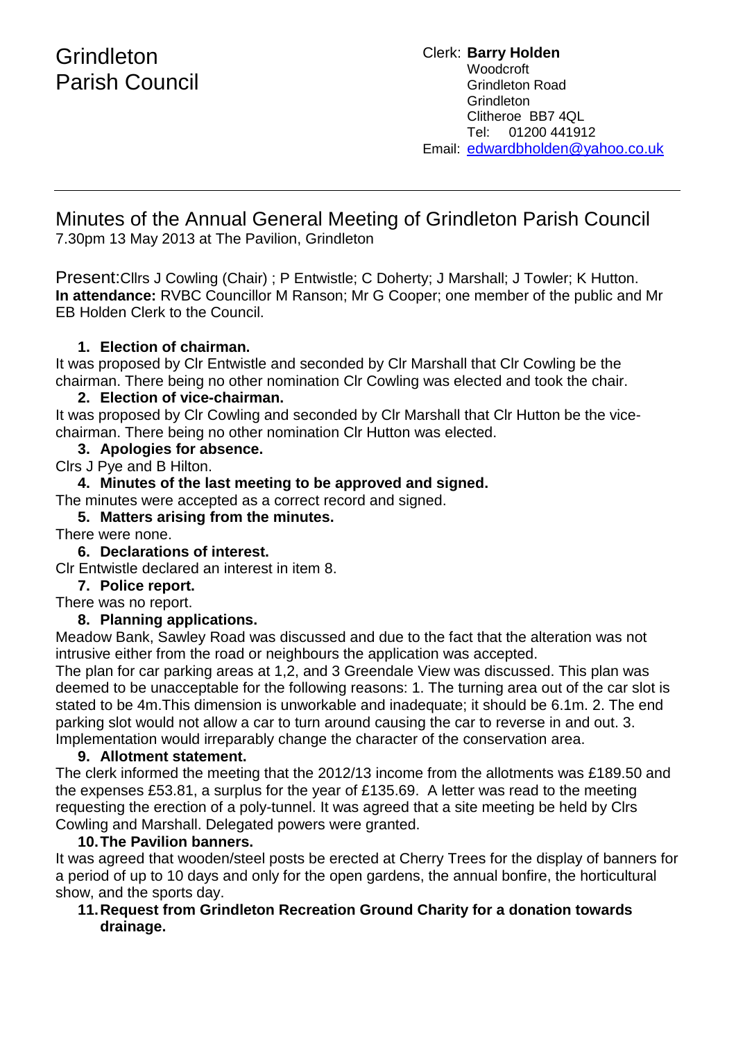# Grindleton Parish Council

Clerk: **Barry Holden**
Woodcroft
Grindleton Road
Grindleton
Clitheroe BB7 4QL
Tel: 01200 441912
Email: edwardbholden@yahoo.co.uk

---

## Minutes of the Annual General Meeting of Grindleton Parish Council

7.30pm 13 May 2013 at The Pavilion, Grindleton

Present:Cllrs J Cowling (Chair) ; P Entwistle; C Doherty; J Marshall; J Towler; K Hutton.
**In attendance:** RVBC Councillor M Ranson; Mr G Cooper; one member of the public and Mr EB Holden Clerk to the Council.

1. **Election of chairman.**

It was proposed by Clr Entwistle and seconded by Clr Marshall that Clr Cowling be the chairman. There being no other nomination Clr Cowling was elected and took the chair.

2. **Election of vice-chairman.**

It was proposed by Clr Cowling and seconded by Clr Marshall that Clr Hutton be the vice-chairman. There being no other nomination Clr Hutton was elected.

3. **Apologies for absence.**

Clrs J Pye and B Hilton.

4. **Minutes of the last meeting to be approved and signed.**

The minutes were accepted as a correct record and signed.

5. **Matters arising from the minutes.**

There were none.

6. **Declarations of interest.**

Clr Entwistle declared an interest in item 8.

7. **Police report.**

There was no report.

8. **Planning applications.**

Meadow Bank, Sawley Road was discussed and due to the fact that the alteration was not intrusive either from the road or neighbours the application was accepted.
The plan for car parking areas at 1,2, and 3 Greendale View was discussed. This plan was deemed to be unacceptable for the following reasons: 1. The turning area out of the car slot is stated to be 4m.This dimension is unworkable and inadequate; it should be 6.1m. 2. The end parking slot would not allow a car to turn around causing the car to reverse in and out. 3. Implementation would irreparably change the character of the conservation area.

9. **Allotment statement.**

The clerk informed the meeting that the 2012/13 income from the allotments was £189.50 and the expenses £53.81, a surplus for the year of £135.69. A letter was read to the meeting requesting the erection of a poly-tunnel. It was agreed that a site meeting be held by Clrs Cowling and Marshall. Delegated powers were granted.

10. **The Pavilion banners.**

It was agreed that wooden/steel posts be erected at Cherry Trees for the display of banners for a period of up to 10 days and only for the open gardens, the annual bonfire, the horticultural show, and the sports day.

11. **Request from Grindleton Recreation Ground Charity for a donation towards drainage.**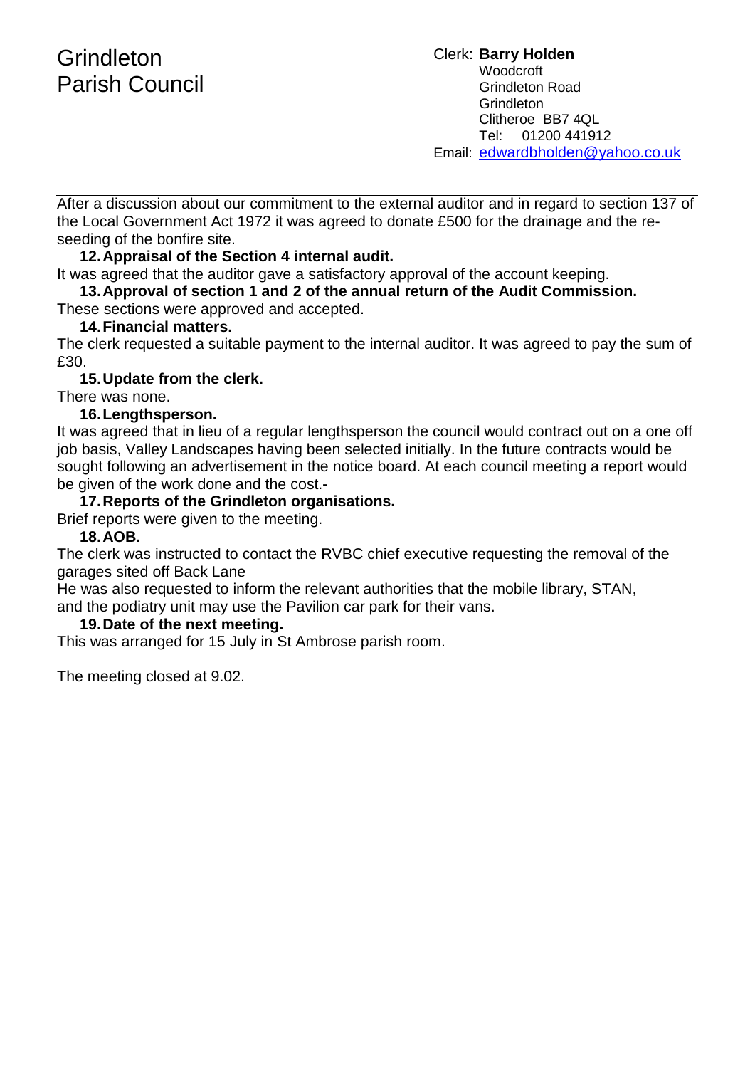# Grindleton Parish Council

Clerk: **Barry Holden**
Woodcroft
Grindleton Road
Grindleton
Clitheroe BB7 4QL
Tel: 01200 441912
Email: edwardbholden@yahoo.co.uk

---

After a discussion about our commitment to the external auditor and in regard to section 137 of the Local Government Act 1972 it was agreed to donate £500 for the drainage and the re-seeding of the bonfire site.

**12. Appraisal of the Section 4 internal audit.**

It was agreed that the auditor gave a satisfactory approval of the account keeping.

**13. Approval of section 1 and 2 of the annual return of the Audit Commission.**

These sections were approved and accepted.

**14. Financial matters.**

The clerk requested a suitable payment to the internal auditor. It was agreed to pay the sum of £30.

**15. Update from the clerk.**

There was none.

**16. Lengthsperson.**

It was agreed that in lieu of a regular lengthsperson the council would contract out on a one off job basis, Valley Landscapes having been selected initially. In the future contracts would be sought following an advertisement in the notice board. At each council meeting a report would be given of the work done and the cost.**-**

**17. Reports of the Grindleton organisations.**

Brief reports were given to the meeting.

**18. AOB.**

The clerk was instructed to contact the RVBC chief executive requesting the removal of the garages sited off Back Lane

He was also requested to inform the relevant authorities that the mobile library, STAN, and the podiatry unit may use the Pavilion car park for their vans.

**19. Date of the next meeting.**

This was arranged for 15 July in St Ambrose parish room.

The meeting closed at 9.02.